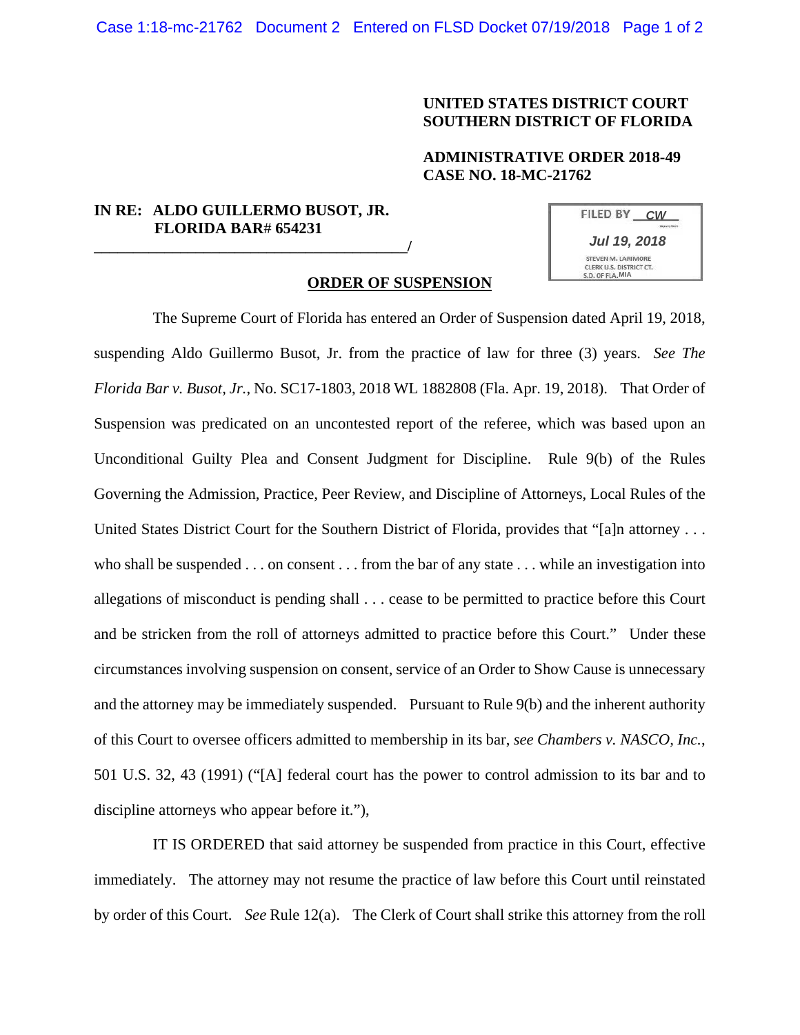**UNITED STATES DISTRICT COURT**
**SOUTHERN DISTRICT OF FLORIDA**

**ADMINISTRATIVE ORDER 2018-49**
**CASE NO. 18-MC-21762**

**IN RE: ALDO GUILLERMO BUSOT, JR.**
**FLORIDA BAR# 654231**
**_________________________________________/**

FILED BY CW
Jul 19, 2018
STEVEN M. LARIMORE
CLERK U.S. DISTRICT CT.
S.D. OF FLA. MIA

**ORDER OF SUSPENSION**

The Supreme Court of Florida has entered an Order of Suspension dated April 19, 2018, suspending Aldo Guillermo Busot, Jr. from the practice of law for three (3) years. *See The Florida Bar v. Busot, Jr.*, No. SC17-1803, 2018 WL 1882808 (Fla. Apr. 19, 2018). That Order of Suspension was predicated on an uncontested report of the referee, which was based upon an Unconditional Guilty Plea and Consent Judgment for Discipline. Rule 9(b) of the Rules Governing the Admission, Practice, Peer Review, and Discipline of Attorneys, Local Rules of the United States District Court for the Southern District of Florida, provides that "[a]n attorney . . . who shall be suspended . . . on consent . . . from the bar of any state . . . while an investigation into allegations of misconduct is pending shall . . . cease to be permitted to practice before this Court and be stricken from the roll of attorneys admitted to practice before this Court." Under these circumstances involving suspension on consent, service of an Order to Show Cause is unnecessary and the attorney may be immediately suspended. Pursuant to Rule 9(b) and the inherent authority of this Court to oversee officers admitted to membership in its bar, *see Chambers v. NASCO, Inc.*, 501 U.S. 32, 43 (1991) ("[A] federal court has the power to control admission to its bar and to discipline attorneys who appear before it."),

IT IS ORDERED that said attorney be suspended from practice in this Court, effective immediately. The attorney may not resume the practice of law before this Court until reinstated by order of this Court. *See* Rule 12(a). The Clerk of Court shall strike this attorney from the roll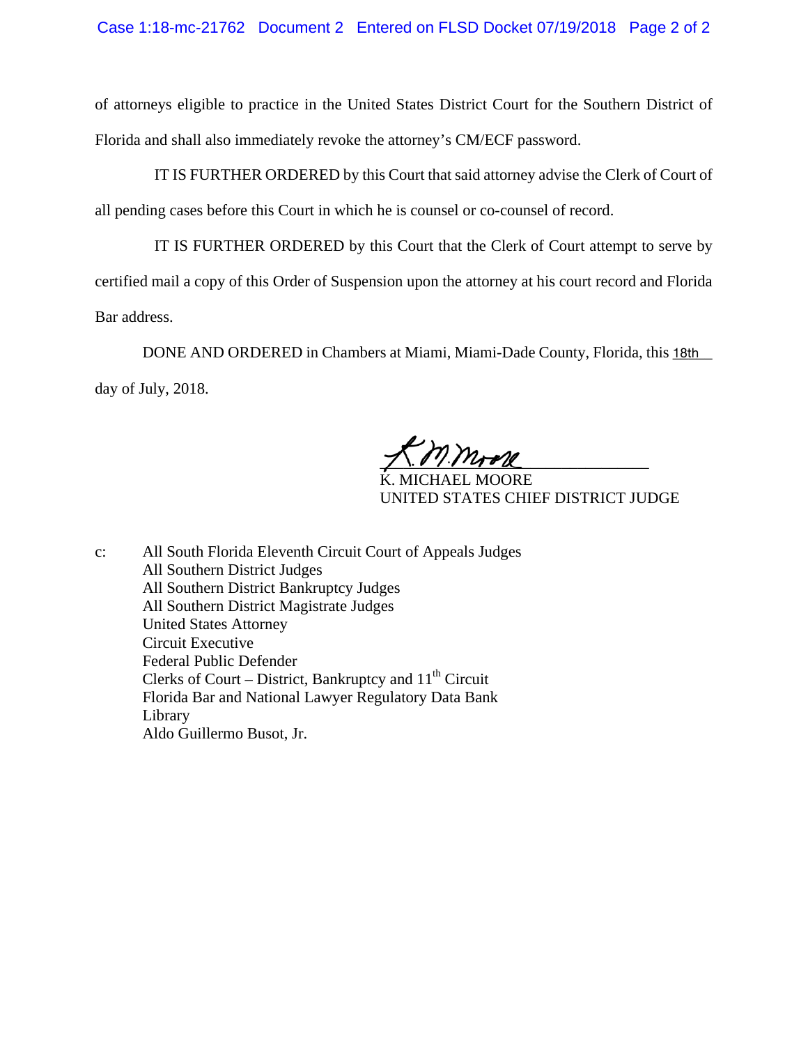of attorneys eligible to practice in the United States District Court for the Southern District of Florida and shall also immediately revoke the attorney's CM/ECF password.

IT IS FURTHER ORDERED by this Court that said attorney advise the Clerk of Court of all pending cases before this Court in which he is counsel or co-counsel of record.

IT IS FURTHER ORDERED by this Court that the Clerk of Court attempt to serve by certified mail a copy of this Order of Suspension upon the attorney at his court record and Florida Bar address.

DONE AND ORDERED in Chambers at Miami, Miami-Dade County, Florida, this 18th day of July, 2018.

K. MICHAEL MOORE
UNITED STATES CHIEF DISTRICT JUDGE

c: All South Florida Eleventh Circuit Court of Appeals Judges
All Southern District Judges
All Southern District Bankruptcy Judges
All Southern District Magistrate Judges
United States Attorney
Circuit Executive
Federal Public Defender
Clerks of Court – District, Bankruptcy and 11th Circuit
Florida Bar and National Lawyer Regulatory Data Bank
Library
Aldo Guillermo Busot, Jr.